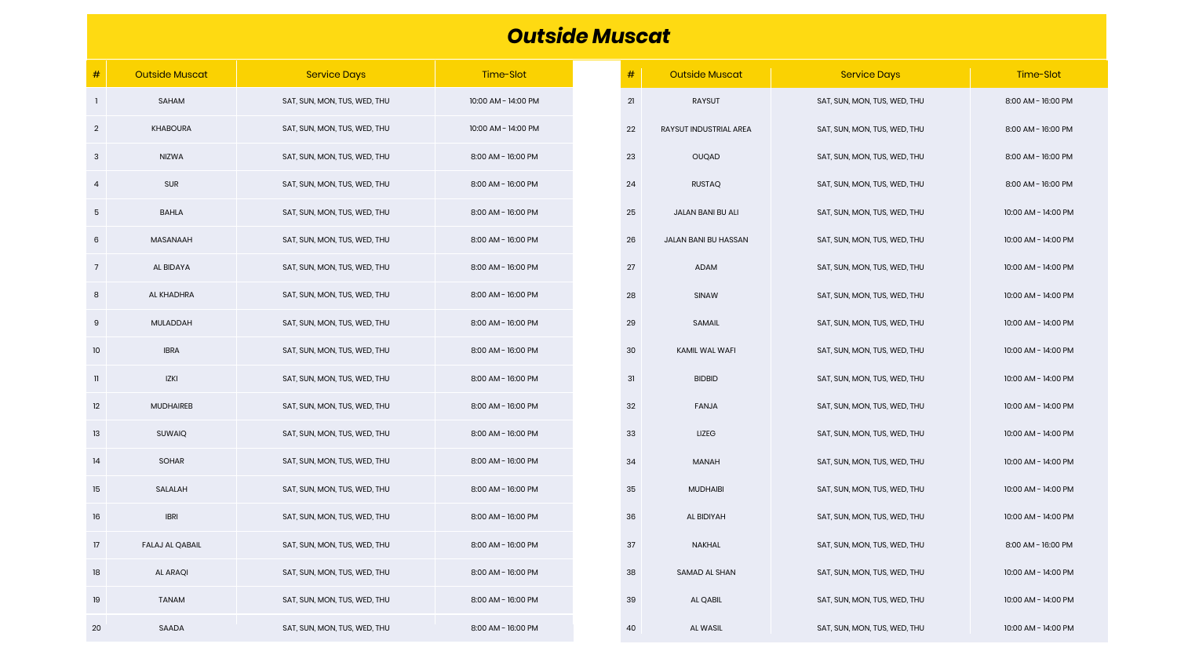# *Outside Muscat*

| # | Outside Muscat | Service Days | Time-Slot |
|---|---|---|---|
| 1 | SAHAM | SAT, SUN, MON, TUS, WED, THU | 10:00 AM - 14:00 PM |
| 2 | KHABOURA | SAT, SUN, MON, TUS, WED, THU | 10:00 AM - 14:00 PM |
| 3 | NIZWA | SAT, SUN, MON, TUS, WED, THU | 8:00 AM - 16:00 PM |
| 4 | SUR | SAT, SUN, MON, TUS, WED, THU | 8:00 AM - 16:00 PM |
| 5 | BAHLA | SAT, SUN, MON, TUS, WED, THU | 8:00 AM - 16:00 PM |
| 6 | MASANAAH | SAT, SUN, MON, TUS, WED, THU | 8:00 AM - 16:00 PM |
| 7 | AL BIDAYA | SAT, SUN, MON, TUS, WED, THU | 8:00 AM - 16:00 PM |
| 8 | AL KHADHRA | SAT, SUN, MON, TUS, WED, THU | 8:00 AM - 16:00 PM |
| 9 | MULADDAH | SAT, SUN, MON, TUS, WED, THU | 8:00 AM - 16:00 PM |
| 10 | IBRA | SAT, SUN, MON, TUS, WED, THU | 8:00 AM - 16:00 PM |
| 11 | IZKI | SAT, SUN, MON, TUS, WED, THU | 8:00 AM - 16:00 PM |
| 12 | MUDHAIREB | SAT, SUN, MON, TUS, WED, THU | 8:00 AM - 16:00 PM |
| 13 | SUWAIQ | SAT, SUN, MON, TUS, WED, THU | 8:00 AM - 16:00 PM |
| 14 | SOHAR | SAT, SUN, MON, TUS, WED, THU | 8:00 AM - 16:00 PM |
| 15 | SALALAH | SAT, SUN, MON, TUS, WED, THU | 8:00 AM - 16:00 PM |
| 16 | IBRI | SAT, SUN, MON, TUS, WED, THU | 8:00 AM - 16:00 PM |
| 17 | FALAJ AL QABAIL | SAT, SUN, MON, TUS, WED, THU | 8:00 AM - 16:00 PM |
| 18 | AL ARAQI | SAT, SUN, MON, TUS, WED, THU | 8:00 AM - 16:00 PM |
| 19 | TANAM | SAT, SUN, MON, TUS, WED, THU | 8:00 AM - 16:00 PM |
| 20 | SAADA | SAT, SUN, MON, TUS, WED, THU | 8:00 AM - 16:00 PM |
| 21 | RAYSUT | SAT, SUN, MON, TUS, WED, THU | 8:00 AM - 16:00 PM |
| 22 | RAYSUT INDUSTRIAL AREA | SAT, SUN, MON, TUS, WED, THU | 8:00 AM - 16:00 PM |
| 23 | OUQAD | SAT, SUN, MON, TUS, WED, THU | 8:00 AM - 16:00 PM |
| 24 | RUSTAQ | SAT, SUN, MON, TUS, WED, THU | 8:00 AM - 16:00 PM |
| 25 | JALAN BANI BU ALI | SAT, SUN, MON, TUS, WED, THU | 10:00 AM - 14:00 PM |
| 26 | JALAN BANI BU HASSAN | SAT, SUN, MON, TUS, WED, THU | 10:00 AM - 14:00 PM |
| 27 | ADAM | SAT, SUN, MON, TUS, WED, THU | 10:00 AM - 14:00 PM |
| 28 | SINAW | SAT, SUN, MON, TUS, WED, THU | 10:00 AM - 14:00 PM |
| 29 | SAMAIL | SAT, SUN, MON, TUS, WED, THU | 10:00 AM - 14:00 PM |
| 30 | KAMIL WAL WAFI | SAT, SUN, MON, TUS, WED, THU | 10:00 AM - 14:00 PM |
| 31 | BIDBID | SAT, SUN, MON, TUS, WED, THU | 10:00 AM - 14:00 PM |
| 32 | FANJA | SAT, SUN, MON, TUS, WED, THU | 10:00 AM - 14:00 PM |
| 33 | LIZEG | SAT, SUN, MON, TUS, WED, THU | 10:00 AM - 14:00 PM |
| 34 | MANAH | SAT, SUN, MON, TUS, WED, THU | 10:00 AM - 14:00 PM |
| 35 | MUDHAIBI | SAT, SUN, MON, TUS, WED, THU | 10:00 AM - 14:00 PM |
| 36 | AL BIDIYAH | SAT, SUN, MON, TUS, WED, THU | 10:00 AM - 14:00 PM |
| 37 | NAKHAL | SAT, SUN, MON, TUS, WED, THU | 8:00 AM - 16:00 PM |
| 38 | SAMAD AL SHAN | SAT, SUN, MON, TUS, WED, THU | 10:00 AM - 14:00 PM |
| 39 | AL QABIL | SAT, SUN, MON, TUS, WED, THU | 10:00 AM - 14:00 PM |
| 40 | AL WASIL | SAT, SUN, MON, TUS, WED, THU | 10:00 AM - 14:00 PM |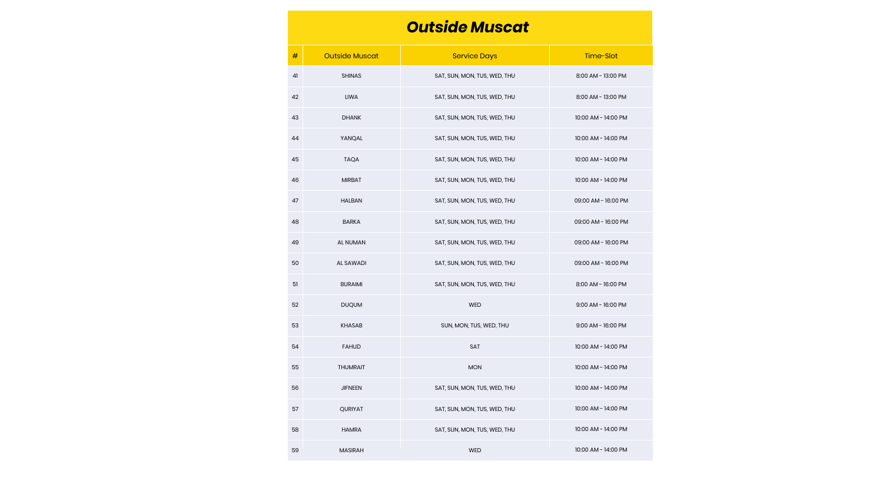# *Outside Muscat*

| # | Outside Muscat | Service Days | Time-Slot |
|---|---|---|---|
| 41 | SHINAS | SAT, SUN, MON, TUS, WED, THU | 8:00 AM - 13:00 PM |
| 42 | LIWA | SAT, SUN, MON, TUS, WED, THU | 8:00 AM - 13:00 PM |
| 43 | DHANK | SAT, SUN, MON, TUS, WED, THU | 10:00 AM - 14:00 PM |
| 44 | YANQAL | SAT, SUN, MON, TUS, WED, THU | 10:00 AM - 14:00 PM |
| 45 | TAQA | SAT, SUN, MON, TUS, WED, THU | 10:00 AM - 14:00 PM |
| 46 | MIRBAT | SAT, SUN, MON, TUS, WED, THU | 10:00 AM - 14:00 PM |
| 47 | HALBAN | SAT, SUN, MON, TUS, WED, THU | 09:00 AM - 16:00 PM |
| 48 | BARKA | SAT, SUN, MON, TUS, WED, THU | 09:00 AM - 16:00 PM |
| 49 | AL NUMAN | SAT, SUN, MON, TUS, WED, THU | 09:00 AM - 16:00 PM |
| 50 | AL SAWADI | SAT, SUN, MON, TUS, WED, THU | 09:00 AM - 16:00 PM |
| 51 | BURAIMI | SAT, SUN, MON, TUS, WED, THU | 8:00 AM - 16:00 PM |
| 52 | DUQUM | WED | 9:00 AM - 16:00 PM |
| 53 | KHASAB | SUN, MON, TUS, WED, THU | 9:00 AM - 16:00 PM |
| 54 | FAHUD | SAT | 10:00 AM - 14:00 PM |
| 55 | THUMRAIT | MON | 10:00 AM - 14:00 PM |
| 56 | JIFNEEN | SAT, SUN, MON, TUS, WED, THU | 10:00 AM - 14:00 PM |
| 57 | QURIYAT | SAT, SUN, MON, TUS, WED, THU | 10:00 AM - 14:00 PM |
| 58 | HAMRA | SAT, SUN, MON, TUS, WED, THU | 10:00 AM - 14:00 PM |
| 59 | MASIRAH | WED | 10:00 AM - 14:00 PM |